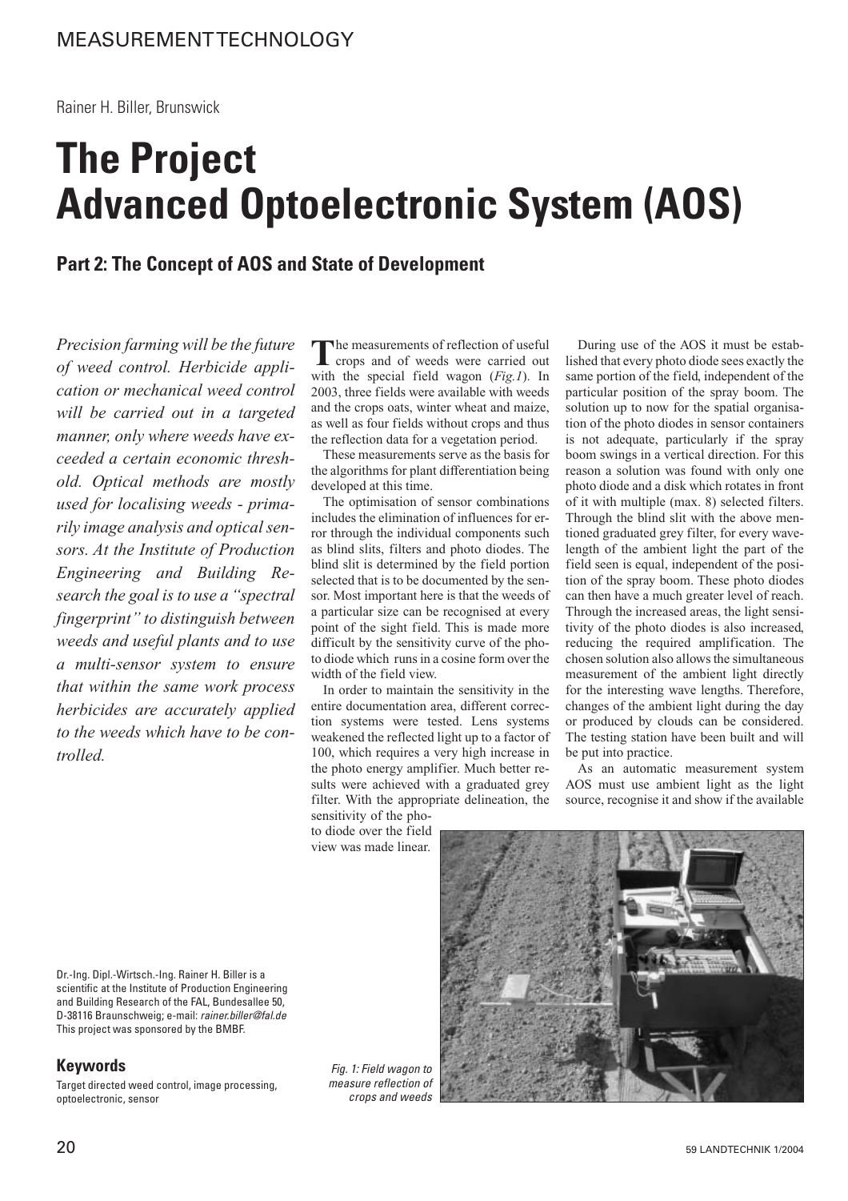MEASUREMENT TECHNOLOGY

Rainer H. Biller, Brunswick

# The Project Advanced Optoelectronic System (AOS)

## Part 2: The Concept of AOS and State of Development

*Precision farming will be the future of weed control. Herbicide application or mechanical weed control will be carried out in a targeted manner, only where weeds have exceeded a certain economic threshold. Optical methods are mostly used for localising weeds - primarily image analysis and optical sensors. At the Institute of Production Engineering and Building Research the goal is to use a "spectral fingerprint" to distinguish between weeds and useful plants and to use a multi-sensor system to ensure that within the same work process herbicides are accurately applied to the weeds which have to be controlled.*

Dr.-Ing. Dipl.-Wirtsch.-Ing. Rainer H. Biller is a scientific at the Institute of Production Engineering and Building Research of the FAL, Bundesallee 50, D-38116 Braunschweig; e-mail: *rainer.biller@fal.de*
This project was sponsored by the BMBF.

### Keywords

Target directed weed control, image processing, optoelectronic, sensor

The measurements of reflection of useful crops and of weeds were carried out with the special field wagon (*Fig.1*). In 2003, three fields were available with weeds and the crops oats, winter wheat and maize, as well as four fields without crops and thus the reflection data for a vegetation period.

These measurements serve as the basis for the algorithms for plant differentiation being developed at this time.

The optimisation of sensor combinations includes the elimination of influences for error through the individual components such as blind slits, filters and photo diodes. The blind slit is determined by the field portion selected that is to be documented by the sensor. Most important here is that the weeds of a particular size can be recognised at every point of the sight field. This is made more difficult by the sensitivity curve of the photo diode which runs in a cosine form over the width of the field view.

In order to maintain the sensitivity in the entire documentation area, different correction systems were tested. Lens systems weakened the reflected light up to a factor of 100, which requires a very high increase in the photo energy amplifier. Much better results were achieved with a graduated grey filter. With the appropriate delineation, the sensitivity of the photo diode over the field view was made linear.

During use of the AOS it must be established that every photo diode sees exactly the same portion of the field, independent of the particular position of the spray boom. The solution up to now for the spatial organisation of the photo diodes in sensor containers is not adequate, particularly if the spray boom swings in a vertical direction. For this reason a solution was found with only one photo diode and a disk which rotates in front of it with multiple (max. 8) selected filters. Through the blind slit with the above mentioned graduated grey filter, for every wavelength of the ambient light the part of the field seen is equal, independent of the position of the spray boom. These photo diodes can then have a much greater level of reach. Through the increased areas, the light sensitivity of the photo diodes is also increased, reducing the required amplification. The chosen solution also allows the simultaneous measurement of the ambient light directly for the interesting wave lengths. Therefore, changes of the ambient light during the day or produced by clouds can be considered. The testing station have been built and will be put into practice.

As an automatic measurement system AOS must use ambient light as the light source, recognise it and show if the available

*Fig. 1: Field wagon to measure reflection of crops and weeds*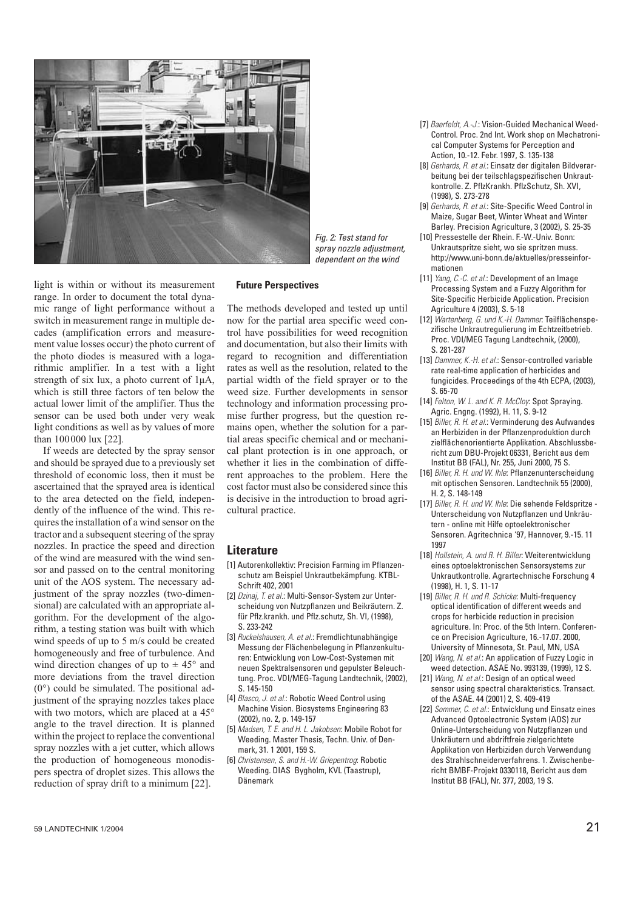Fig. 2: Test stand for spray nozzle adjustment, dependent on the wind

light is within or without its measurement range. In order to document the total dynamic range of light performance without a switch in measurement range in multiple decades (amplification errors and measurement value losses occur) the photo current of the photo diodes is measured with a logarithmic amplifier. In a test with a light strength of six lux, a photo current of 1µA, which is still three factors of ten below the actual lower limit of the amplifier. Thus the sensor can be used both under very weak light conditions as well as by values of more than 100000 lux [22].

If weeds are detected by the spray sensor and should be sprayed due to a previously set threshold of economic loss, then it must be ascertained that the sprayed area is identical to the area detected on the field, independently of the influence of the wind. This requires the installation of a wind sensor on the tractor and a subsequent steering of the spray nozzles. In practice the speed and direction of the wind are measured with the wind sensor and passed on to the central monitoring unit of the AOS system. The necessary adjustment of the spray nozzles (two-dimensional) are calculated with an appropriate algorithm. For the development of the algorithm, a testing station was built with which wind speeds of up to 5 m/s could be created homogeneously and free of turbulence. And wind direction changes of up to ± 45° and more deviations from the travel direction (0°) could be simulated. The positional adjustment of the spraying nozzles takes place with two motors, which are placed at a 45° angle to the travel direction. It is planned within the project to replace the conventional spray nozzles with a jet cutter, which allows the production of homogeneous monodispers spectra of droplet sizes. This allows the reduction of spray drift to a minimum [22].

#### Future Perspectives

The methods developed and tested up until now for the partial area specific weed control have possibilities for weed recognition and documentation, but also their limits with regard to recognition and differentiation rates as well as the resolution, related to the partial width of the field sprayer or to the weed size. Further developments in sensor technology and information processing promise further progress, but the question remains open, whether the solution for a partial areas specific chemical and or mechanical plant protection is in one approach, or whether it lies in the combination of different approaches to the problem. Here the cost factor must also be considered since this is decisive in the introduction to broad agricultural practice.

## Literature

[1] Autorenkollektiv: Precision Farming im Pflanzenschutz am Beispiel Unkrautbekämpfung. KTBL-Schrift 402, 2001

[2] *Dzinaj, T. et al.*: Multi-Sensor-System zur Unterscheidung von Nutzpflanzen und Beikräutern. Z. für Pflz.krankh. und Pflz.schutz, Sh. VI, (1998), S. 233-242

[3] *Ruckelshausen, A. et al.*: Fremdlichtunabhängige Messung der Flächenbelegung in Pflanzenkulturen: Entwicklung von Low-Cost-Systemen mit neuen Spektralsensoren und gepulster Beleuchtung. Proc. VDI/MEG-Tagung Landtechnik, (2002), S. 145-150

[4] *Blasco, J. et al.*: Robotic Weed Control using Machine Vision. Biosystems Engineering 83 (2002), no. 2, p. 149-157

[5] *Madsen, T. E. and H. L. Jakobsen*: Mobile Robot for Weeding. Master Thesis, Techn. Univ. of Denmark, 31. 1 2001, 159 S.

[6] *Christensen, S. and H.-W. Griepentrog*: Robotic Weeding. DIAS Bygholm, KVL (Taastrup), Dänemark

[7] *Baerfeldt, A.-J.*: Vision-Guided Mechanical Weed-Control. Proc. 2nd Int. Work shop on Mechatronical Computer Systems for Perception and Action, 10.-12. Febr. 1997, S. 135-138

[8] *Gerhards, R. et al.*: Einsatz der digitalen Bildverarbeitung bei der teilschlagspezifischen Unkrautkontrolle. Z. PflzKrankh. PflzSchutz, Sh. XVI, (1998), S. 273-278

[9] *Gerhards, R. et al.*: Site-Specific Weed Control in Maize, Sugar Beet, Winter Wheat and Winter Barley. Precision Agriculture, 3 (2002), S. 25-35

[10] Pressestelle der Rhein. F.-W.-Univ. Bonn: Unkrautspritze sieht, wo sie spritzen muss. http://www.uni-bonn.de/aktuelles/presseinformationen

[11] *Yang, C.-C. et al.*: Development of an Image Processing System and a Fuzzy Algorithm for Site-Specific Herbicide Application. Precision Agriculture 4 (2003), S. 5-18

[12] *Wartenberg, G. und K.-H. Dammer*: Teilflächenspezifische Unkrautregulierung im Echtzeitbetrieb. Proc. VDI/MEG Tagung Landtechnik, (2000), S. 281-287

[13] *Dammer, K.-H. et al.*: Sensor-controlled variable rate real-time application of herbicides and fungicides. Proceedings of the 4th ECPA, (2003), S. 65-70

[14] *Felton, W. L. and K. R. McCloy*: Spot Spraying. Agric. Engng. (1992), H. 11, S. 9-12

[15] *Biller, R. H. et al.*: Verminderung des Aufwandes an Herbiziden in der Pflanzenproduktion durch zielflächenorientierte Applikation. Abschlussbericht zum DBU-Projekt 06331, Bericht aus dem Institut BB (FAL), Nr. 255, Juni 2000, 75 S.

[16] *Biller, R. H. und W. Ihle*: Pflanzenunterscheidung mit optischen Sensoren. Landtechnik 55 (2000), H. 2, S. 148-149

[17] *Biller, R. H. und W. Ihle*: Die sehende Feldspritze - Unterscheidung von Nutzpflanzen und Unkräutern - online mit Hilfe optoelektronischer Sensoren. Agritechnica '97, Hannover, 9.-15. 11 1997

[18] *Hollstein, A. und R. H. Biller*: Weiterentwicklung eines optoelektronischen Sensorsystems zur Unkrautkontrolle. Agrartechnische Forschung 4 (1998), H. 1, S. 11-17

[19] *Biller, R. H. und R. Schicke*: Multi-frequency optical identification of different weeds and crops for herbicide reduction in precision agriculture. In: Proc. of the 5th Intern. Conference on Precision Agriculture, 16.-17.07. 2000, University of Minnesota, St. Paul, MN, USA

[20] *Wang, N. et al.*: An application of Fuzzy Logic in weed detection. ASAE No. 993139, (1999), 12 S.

[21] *Wang, N. et al.*: Design of an optical weed sensor using spectral charakteristics. Transact. of the ASAE. 44 (2001) 2, S. 409-419

[22] *Sommer, C. et al.*: Entwicklung und Einsatz eines Advanced Optoelectronic System (AOS) zur Online-Unterscheidung von Nutzpflanzen und Unkräutern und abdriftfreie zielgerichtete Applikation von Herbiziden durch Verwendung des Strahlschneiderverfahrens. 1. Zwischenbericht BMBF-Projekt 0330118, Bericht aus dem Institut BB (FAL), Nr. 377, 2003, 19 S.